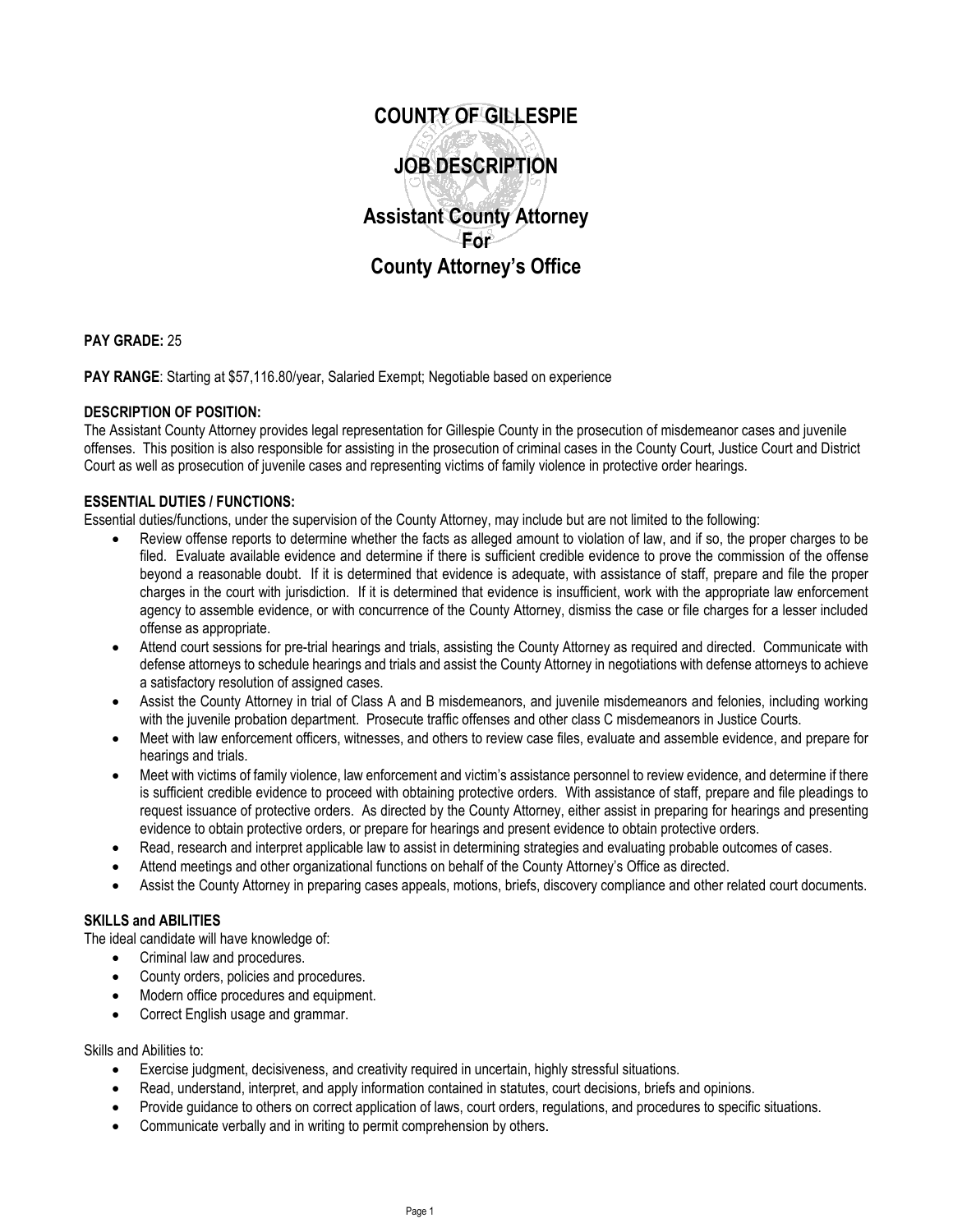# COUNTY OF GILLESPIE

# JOB DESCRIPTION

# Assistant County Attorney
# For
# County Attorney's Office

**PAY GRADE:** 25

**PAY RANGE**: Starting at $57,116.80/year, Salaried Exempt; Negotiable based on experience

**DESCRIPTION OF POSITION:**
The Assistant County Attorney provides legal representation for Gillespie County in the prosecution of misdemeanor cases and juvenile offenses. This position is also responsible for assisting in the prosecution of criminal cases in the County Court, Justice Court and District Court as well as prosecution of juvenile cases and representing victims of family violence in protective order hearings.

**ESSENTIAL DUTIES / FUNCTIONS:**
Essential duties/functions, under the supervision of the County Attorney, may include but are not limited to the following:

- Review offense reports to determine whether the facts as alleged amount to violation of law, and if so, the proper charges to be filed. Evaluate available evidence and determine if there is sufficient credible evidence to prove the commission of the offense beyond a reasonable doubt. If it is determined that evidence is adequate, with assistance of staff, prepare and file the proper charges in the court with jurisdiction. If it is determined that evidence is insufficient, work with the appropriate law enforcement agency to assemble evidence, or with concurrence of the County Attorney, dismiss the case or file charges for a lesser included offense as appropriate.
- Attend court sessions for pre-trial hearings and trials, assisting the County Attorney as required and directed. Communicate with defense attorneys to schedule hearings and trials and assist the County Attorney in negotiations with defense attorneys to achieve a satisfactory resolution of assigned cases.
- Assist the County Attorney in trial of Class A and B misdemeanors, and juvenile misdemeanors and felonies, including working with the juvenile probation department. Prosecute traffic offenses and other class C misdemeanors in Justice Courts.
- Meet with law enforcement officers, witnesses, and others to review case files, evaluate and assemble evidence, and prepare for hearings and trials.
- Meet with victims of family violence, law enforcement and victim's assistance personnel to review evidence, and determine if there is sufficient credible evidence to proceed with obtaining protective orders. With assistance of staff, prepare and file pleadings to request issuance of protective orders. As directed by the County Attorney, either assist in preparing for hearings and presenting evidence to obtain protective orders, or prepare for hearings and present evidence to obtain protective orders.
- Read, research and interpret applicable law to assist in determining strategies and evaluating probable outcomes of cases.
- Attend meetings and other organizational functions on behalf of the County Attorney's Office as directed.
- Assist the County Attorney in preparing cases appeals, motions, briefs, discovery compliance and other related court documents.

**SKILLS and ABILITIES**
The ideal candidate will have knowledge of:

- Criminal law and procedures.
- County orders, policies and procedures.
- Modern office procedures and equipment.
- Correct English usage and grammar.

Skills and Abilities to:

- Exercise judgment, decisiveness, and creativity required in uncertain, highly stressful situations.
- Read, understand, interpret, and apply information contained in statutes, court decisions, briefs and opinions.
- Provide guidance to others on correct application of laws, court orders, regulations, and procedures to specific situations.
- Communicate verbally and in writing to permit comprehension by others.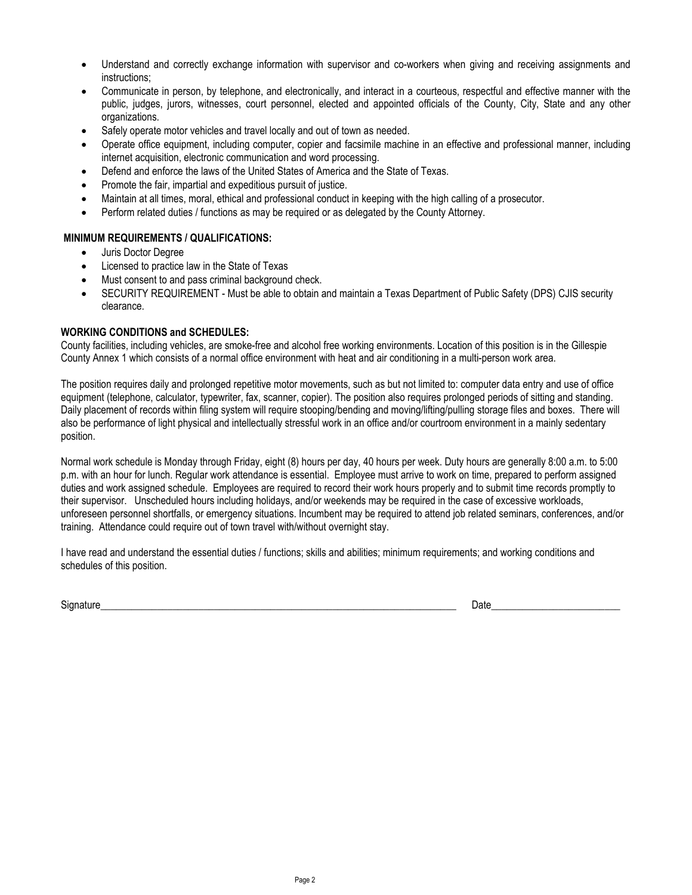- Understand and correctly exchange information with supervisor and co-workers when giving and receiving assignments and instructions;
- Communicate in person, by telephone, and electronically, and interact in a courteous, respectful and effective manner with the public, judges, jurors, witnesses, court personnel, elected and appointed officials of the County, City, State and any other organizations.
- Safely operate motor vehicles and travel locally and out of town as needed.
- Operate office equipment, including computer, copier and facsimile machine in an effective and professional manner, including internet acquisition, electronic communication and word processing.
- Defend and enforce the laws of the United States of America and the State of Texas.
- Promote the fair, impartial and expeditious pursuit of justice.
- Maintain at all times, moral, ethical and professional conduct in keeping with the high calling of a prosecutor.
- Perform related duties / functions as may be required or as delegated by the County Attorney.

**MINIMUM REQUIREMENTS / QUALIFICATIONS:**

- Juris Doctor Degree
- Licensed to practice law in the State of Texas
- Must consent to and pass criminal background check.
- SECURITY REQUIREMENT - Must be able to obtain and maintain a Texas Department of Public Safety (DPS) CJIS security clearance.

**WORKING CONDITIONS and SCHEDULES:**

County facilities, including vehicles, are smoke-free and alcohol free working environments. Location of this position is in the Gillespie County Annex 1 which consists of a normal office environment with heat and air conditioning in a multi-person work area.

The position requires daily and prolonged repetitive motor movements, such as but not limited to: computer data entry and use of office equipment (telephone, calculator, typewriter, fax, scanner, copier). The position also requires prolonged periods of sitting and standing. Daily placement of records within filing system will require stooping/bending and moving/lifting/pulling storage files and boxes. There will also be performance of light physical and intellectually stressful work in an office and/or courtroom environment in a mainly sedentary position.

Normal work schedule is Monday through Friday, eight (8) hours per day, 40 hours per week. Duty hours are generally 8:00 a.m. to 5:00 p.m. with an hour for lunch. Regular work attendance is essential. Employee must arrive to work on time, prepared to perform assigned duties and work assigned schedule. Employees are required to record their work hours properly and to submit time records promptly to their supervisor. Unscheduled hours including holidays, and/or weekends may be required in the case of excessive workloads, unforeseen personnel shortfalls, or emergency situations. Incumbent may be required to attend job related seminars, conferences, and/or training. Attendance could require out of town travel with/without overnight stay.

I have read and understand the essential duties / functions; skills and abilities; minimum requirements; and working conditions and schedules of this position.

Signature________________________________________________________________________ Date_________________________